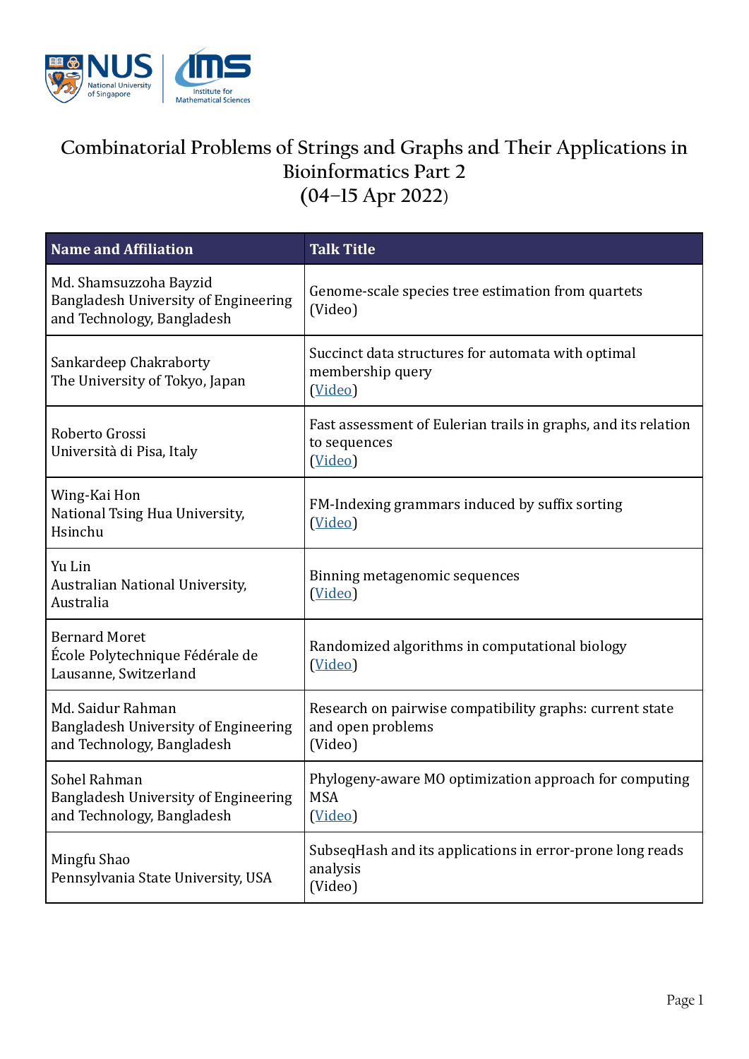# Combinatorial Problems of Strings and Graphs and Their Applications in Bioinformatics Part 2
## (04–15 Apr 2022)

| Name and Affiliation | Talk Title |
|---|---|
| Md. Shamsuzzoha Bayzid<br>Bangladesh University of Engineering and Technology, Bangladesh | Genome-scale species tree estimation from quartets<br>(Video) |
| Sankardeep Chakraborty<br>The University of Tokyo, Japan | Succinct data structures for automata with optimal membership query<br>(Video) |
| Roberto Grossi<br>Università di Pisa, Italy | Fast assessment of Eulerian trails in graphs, and its relation to sequences<br>(Video) |
| Wing-Kai Hon<br>National Tsing Hua University, Hsinchu | FM-Indexing grammars induced by suffix sorting<br>(Video) |
| Yu Lin<br>Australian National University, Australia | Binning metagenomic sequences<br>(Video) |
| Bernard Moret<br>École Polytechnique Fédérale de Lausanne, Switzerland | Randomized algorithms in computational biology<br>(Video) |
| Md. Saidur Rahman<br>Bangladesh University of Engineering and Technology, Bangladesh | Research on pairwise compatibility graphs: current state and open problems<br>(Video) |
| Sohel Rahman<br>Bangladesh University of Engineering and Technology, Bangladesh | Phylogeny-aware MO optimization approach for computing MSA<br>(Video) |
| Mingfu Shao<br>Pennsylvania State University, USA | SubseqHash and its applications in error-prone long reads analysis<br>(Video) |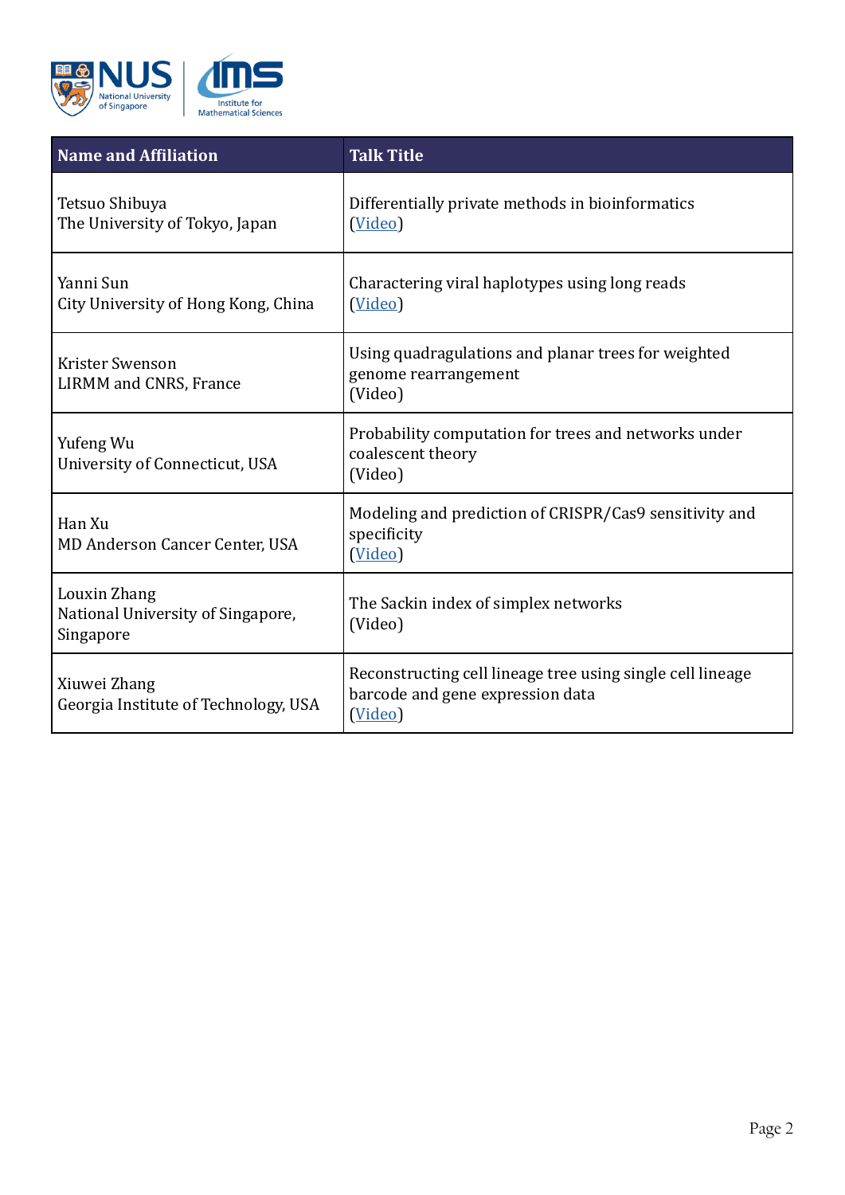| Name and Affiliation | Talk Title |
|---|---|
| Tetsuo Shibuya<br>The University of Tokyo, Japan | Differentially private methods in bioinformatics<br>(Video) |
| Yanni Sun<br>City University of Hong Kong, China | Charactering viral haplotypes using long reads<br>(Video) |
| Krister Swenson<br>LIRMM and CNRS, France | Using quadragulations and planar trees for weighted genome rearrangement<br>(Video) |
| Yufeng Wu<br>University of Connecticut, USA | Probability computation for trees and networks under coalescent theory<br>(Video) |
| Han Xu<br>MD Anderson Cancer Center, USA | Modeling and prediction of CRISPR/Cas9 sensitivity and specificity<br>(Video) |
| Louxin Zhang<br>National University of Singapore, Singapore | The Sackin index of simplex networks<br>(Video) |
| Xiuwei Zhang<br>Georgia Institute of Technology, USA | Reconstructing cell lineage tree using single cell lineage barcode and gene expression data<br>(Video) |